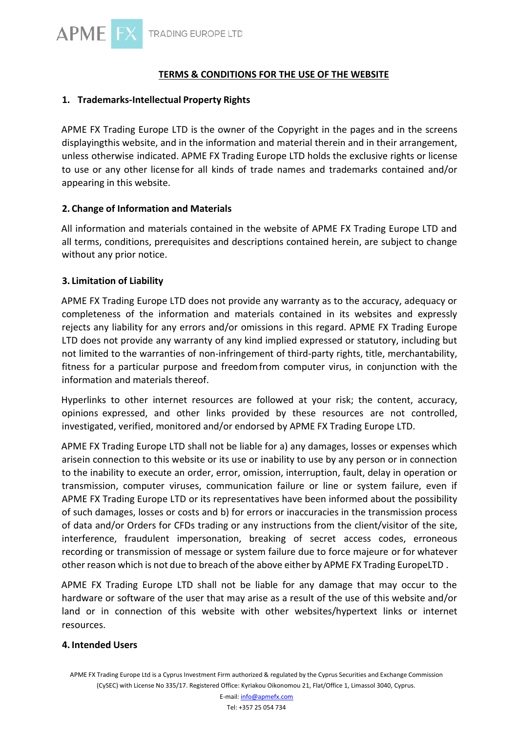# TERMS & CONDITIONS FOR THE USE OF THE WEBSITE

## 1. Trademarks-Intellectual Property Rights

APME FX Trading Europe LTD is the owner of the Copyright in the pages and in the screens displayingthis website, and in the information and material therein and in their arrangement, unless otherwise indicated. APME FX Trading Europe LTD holds the exclusive rights or license to use or any other license for all kinds of trade names and trademarks contained and/or appearing in this website.

## 2. Change of Information and Materials

All information and materials contained in the website of APME FX Trading Europe LTD and all terms, conditions, prerequisites and descriptions contained herein, are subject to change without any prior notice.

## 3. Limitation of Liability

APME FX Trading Europe LTD does not provide any warranty as to the accuracy, adequacy or completeness of the information and materials contained in its websites and expressly rejects any liability for any errors and/or omissions in this regard. APME FX Trading Europe LTD does not provide any warranty of any kind implied expressed or statutory, including but not limited to the warranties of non-infringement of third-party rights, title, merchantability, fitness for a particular purpose and freedom from computer virus, in conjunction with the information and materials thereof.

Hyperlinks to other internet resources are followed at your risk; the content, accuracy, opinions expressed, and other links provided by these resources are not controlled, investigated, verified, monitored and/or endorsed by APME FX Trading Europe LTD.

APME FX Trading Europe LTD shall not be liable for a) any damages, losses or expenses which arisein connection to this website or its use or inability to use by any person or in connection to the inability to execute an order, error, omission, interruption, fault, delay in operation or transmission, computer viruses, communication failure or line or system failure, even if APME FX Trading Europe LTD or its representatives have been informed about the possibility of such damages, losses or costs and b) for errors or inaccuracies in the transmission process of data and/or Orders for CFDs trading or any instructions from the client/visitor of the site, interference, fraudulent impersonation, breaking of secret access codes, erroneous recording or transmission of message or system failure due to force majeure or for whatever other reason which is not due to breach of the above either by APME FX Trading EuropeLTD .

APME FX Trading Europe LTD shall not be liable for any damage that may occur to the hardware or software of the user that may arise as a result of the use of this website and/or land or in connection of this website with other websites/hypertext links or internet resources.

## 4. Intended Users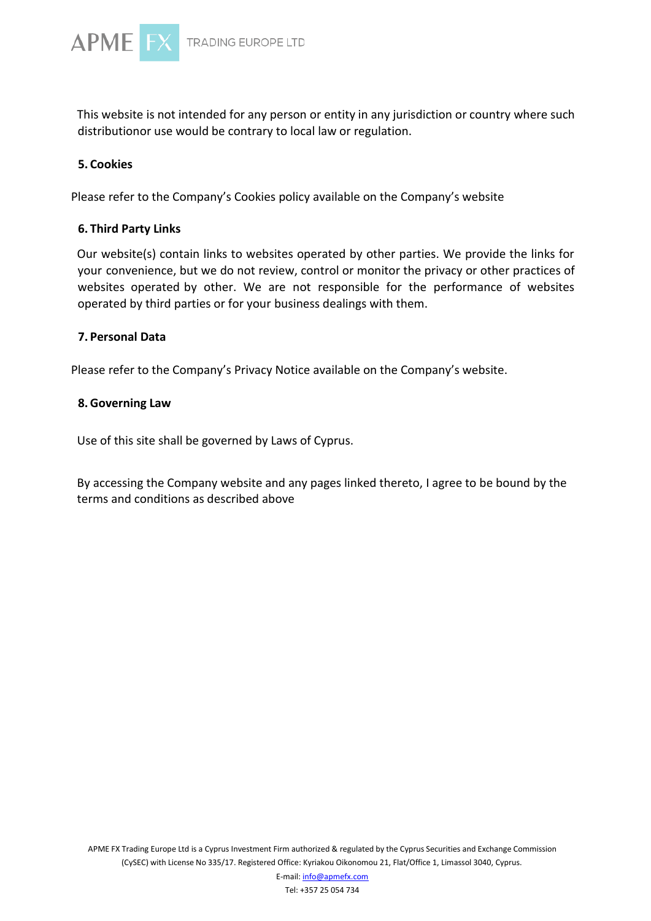This website is not intended for any person or entity in any jurisdiction or country where such distributionor use would be contrary to local law or regulation.

## 5. Cookies

Please refer to the Company's Cookies policy available on the Company's website

## 6. Third Party Links

Our website(s) contain links to websites operated by other parties. We provide the links for your convenience, but we do not review, control or monitor the privacy or other practices of websites operated by other. We are not responsible for the performance of websites operated by third parties or for your business dealings with them.

## 7. Personal Data

Please refer to the Company's Privacy Notice available on the Company's website.

## 8. Governing Law

Use of this site shall be governed by Laws of Cyprus.

By accessing the Company website and any pages linked thereto, I agree to be bound by the terms and conditions as described above